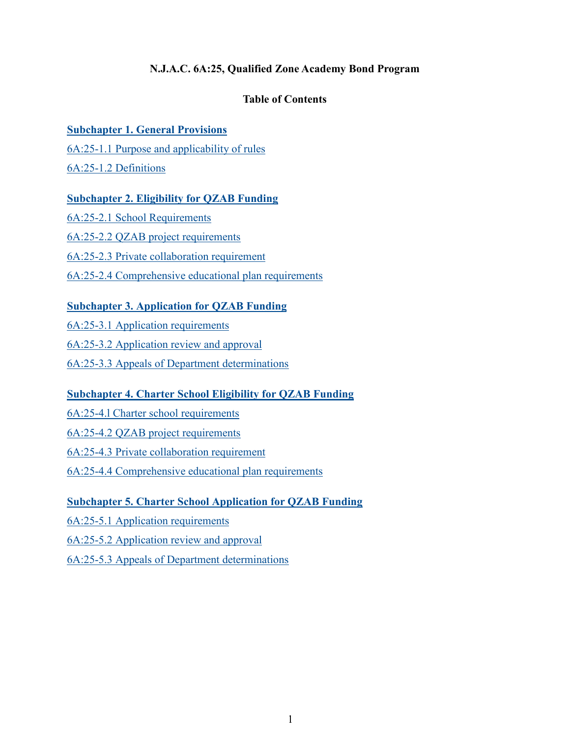# N.J.A.C. 6A:25, Qualified Zone Academy Bond Program

## Table of Contents

**Subchapter 1. General Provisions**

6A:25-1.1 Purpose and applicability of rules

6A:25-1.2 Definitions

**Subchapter 2. Eligibility for QZAB Funding**

6A:25-2.1 School Requirements

6A:25-2.2 QZAB project requirements

6A:25-2.3 Private collaboration requirement

6A:25-2.4 Comprehensive educational plan requirements

**Subchapter 3. Application for QZAB Funding**

6A:25-3.1 Application requirements

6A:25-3.2 Application review and approval

6A:25-3.3 Appeals of Department determinations

**Subchapter 4. Charter School Eligibility for QZAB Funding**

6A:25-4.l Charter school requirements

6A:25-4.2 QZAB project requirements

6A:25-4.3 Private collaboration requirement

6A:25-4.4 Comprehensive educational plan requirements

**Subchapter 5. Charter School Application for QZAB Funding**

6A:25-5.1 Application requirements

6A:25-5.2 Application review and approval

6A:25-5.3 Appeals of Department determinations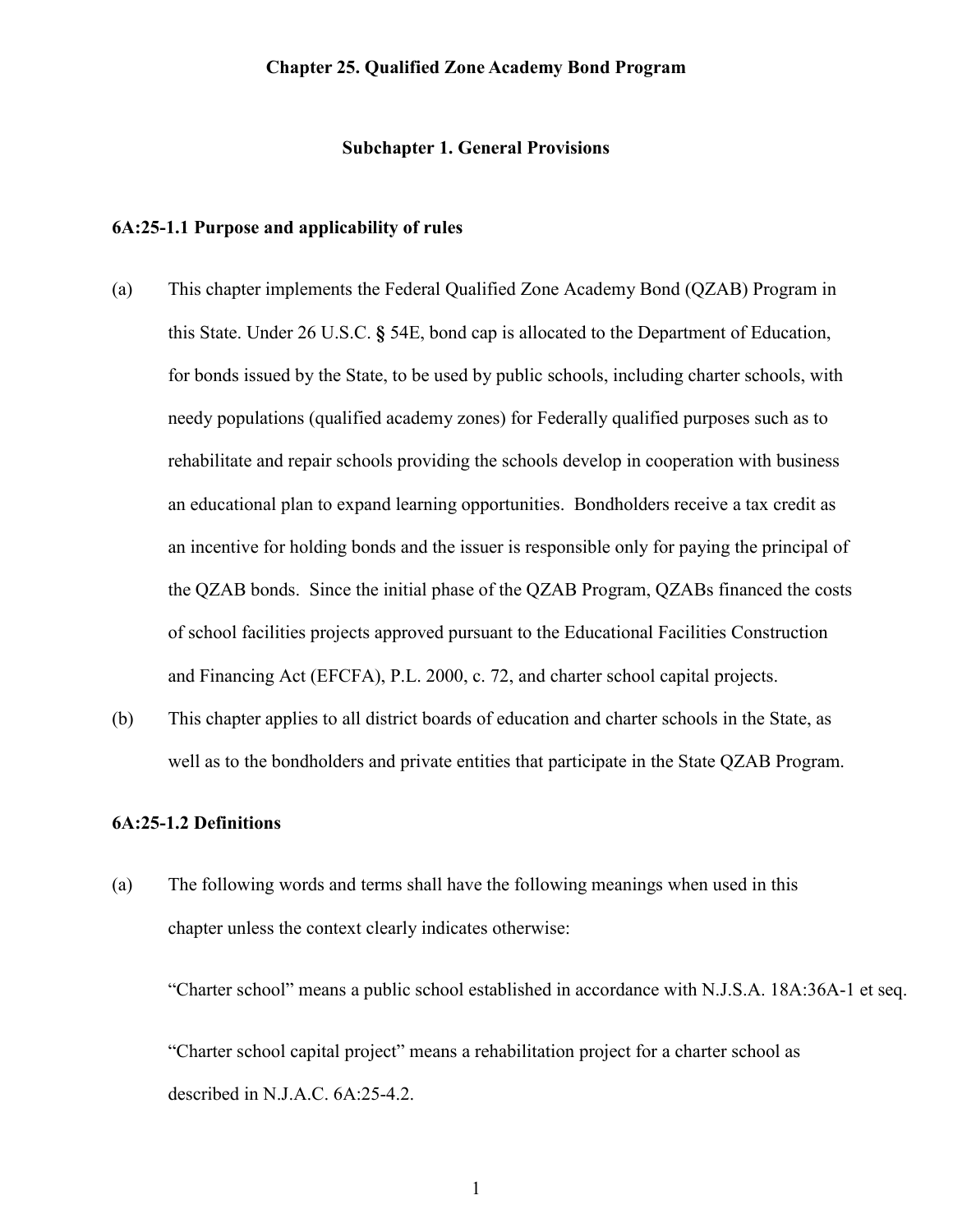# Chapter 25. Qualified Zone Academy Bond Program

## Subchapter 1. General Provisions

### 6A:25-1.1 Purpose and applicability of rules

(a) This chapter implements the Federal Qualified Zone Academy Bond (QZAB) Program in this State. Under 26 U.S.C. **§** 54E, bond cap is allocated to the Department of Education, for bonds issued by the State, to be used by public schools, including charter schools, with needy populations (qualified academy zones) for Federally qualified purposes such as to rehabilitate and repair schools providing the schools develop in cooperation with business an educational plan to expand learning opportunities. Bondholders receive a tax credit as an incentive for holding bonds and the issuer is responsible only for paying the principal of the QZAB bonds. Since the initial phase of the QZAB Program, QZABs financed the costs of school facilities projects approved pursuant to the Educational Facilities Construction and Financing Act (EFCFA), P.L. 2000, c. 72, and charter school capital projects.

(b) This chapter applies to all district boards of education and charter schools in the State, as well as to the bondholders and private entities that participate in the State QZAB Program.

### 6A:25-1.2 Definitions

(a) The following words and terms shall have the following meanings when used in this chapter unless the context clearly indicates otherwise:

"Charter school" means a public school established in accordance with N.J.S.A. 18A:36A-1 et seq.

"Charter school capital project" means a rehabilitation project for a charter school as described in N.J.A.C. 6A:25-4.2.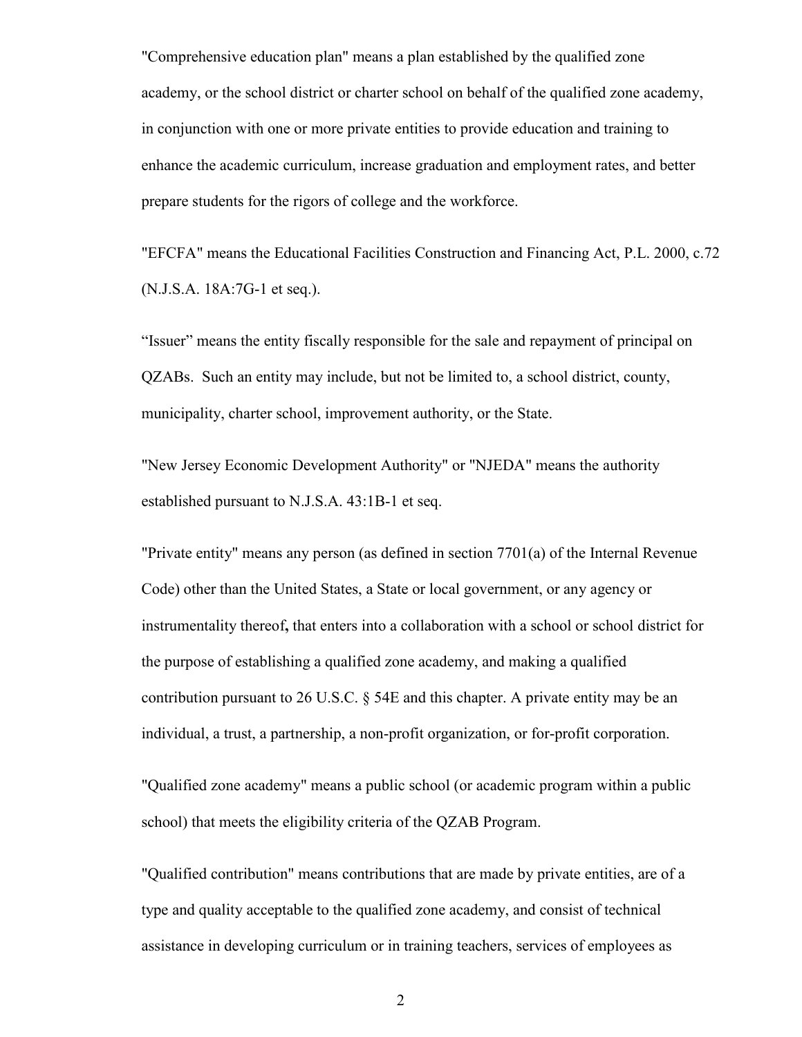"Comprehensive education plan" means a plan established by the qualified zone academy, or the school district or charter school on behalf of the qualified zone academy, in conjunction with one or more private entities to provide education and training to enhance the academic curriculum, increase graduation and employment rates, and better prepare students for the rigors of college and the workforce.

"EFCFA" means the Educational Facilities Construction and Financing Act, P.L. 2000, c.72 (N.J.S.A. 18A:7G-1 et seq.).

"Issuer" means the entity fiscally responsible for the sale and repayment of principal on QZABs. Such an entity may include, but not be limited to, a school district, county, municipality, charter school, improvement authority, or the State.

"New Jersey Economic Development Authority" or "NJEDA" means the authority established pursuant to N.J.S.A. 43:1B-1 et seq.

"Private entity" means any person (as defined in section 7701(a) of the Internal Revenue Code) other than the United States, a State or local government, or any agency or instrumentality thereof**,** that enters into a collaboration with a school or school district for the purpose of establishing a qualified zone academy, and making a qualified contribution pursuant to 26 U.S.C. § 54E and this chapter. A private entity may be an individual, a trust, a partnership, a non-profit organization, or for-profit corporation.

"Qualified zone academy" means a public school (or academic program within a public school) that meets the eligibility criteria of the QZAB Program.

"Qualified contribution" means contributions that are made by private entities, are of a type and quality acceptable to the qualified zone academy, and consist of technical assistance in developing curriculum or in training teachers, services of employees as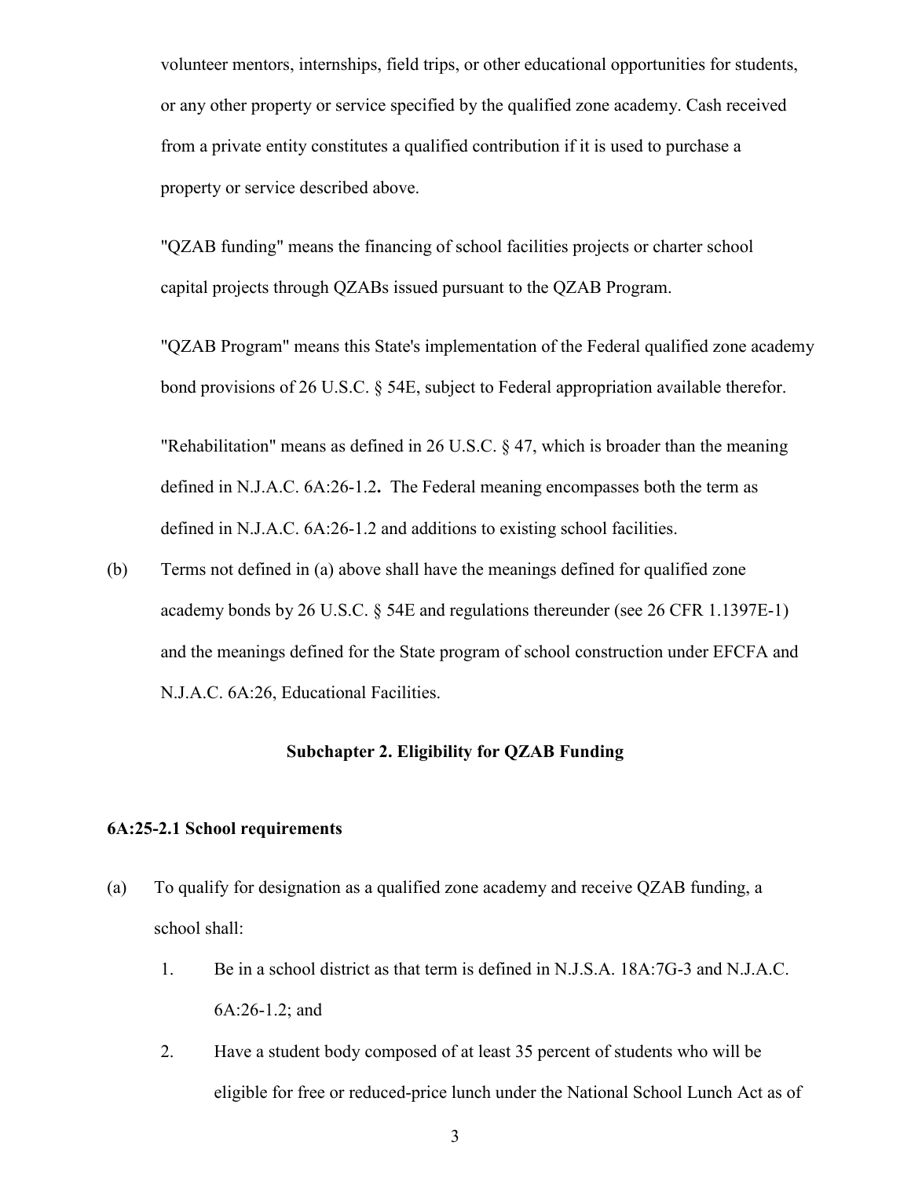volunteer mentors, internships, field trips, or other educational opportunities for students, or any other property or service specified by the qualified zone academy. Cash received from a private entity constitutes a qualified contribution if it is used to purchase a property or service described above.

"QZAB funding" means the financing of school facilities projects or charter school capital projects through QZABs issued pursuant to the QZAB Program.

"QZAB Program" means this State's implementation of the Federal qualified zone academy bond provisions of 26 U.S.C. § 54E, subject to Federal appropriation available therefor.

"Rehabilitation" means as defined in 26 U.S.C. § 47, which is broader than the meaning defined in N.J.A.C. 6A:26-1.2**.** The Federal meaning encompasses both the term as defined in N.J.A.C. 6A:26-1.2 and additions to existing school facilities.

(b) Terms not defined in (a) above shall have the meanings defined for qualified zone academy bonds by 26 U.S.C. § 54E and regulations thereunder (see 26 CFR 1.1397E-1) and the meanings defined for the State program of school construction under EFCFA and N.J.A.C. 6A:26, Educational Facilities.

## Subchapter 2. Eligibility for QZAB Funding

### 6A:25-2.1 School requirements

(a) To qualify for designation as a qualified zone academy and receive QZAB funding, a school shall:

1. Be in a school district as that term is defined in N.J.S.A. 18A:7G-3 and N.J.A.C. 6A:26-1.2; and
2. Have a student body composed of at least 35 percent of students who will be eligible for free or reduced-price lunch under the National School Lunch Act as of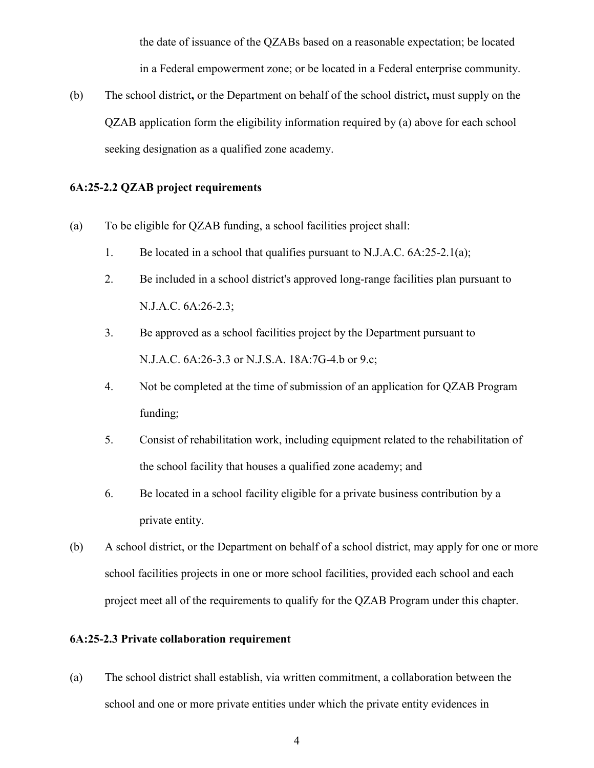the date of issuance of the QZABs based on a reasonable expectation; be located in a Federal empowerment zone; or be located in a Federal enterprise community.

(b) The school district**,** or the Department on behalf of the school district**,** must supply on the QZAB application form the eligibility information required by (a) above for each school seeking designation as a qualified zone academy.

**6A:25-2.2 QZAB project requirements**

(a) To be eligible for QZAB funding, a school facilities project shall:

1. Be located in a school that qualifies pursuant to N.J.A.C. 6A:25-2.1(a);
2. Be included in a school district's approved long-range facilities plan pursuant to N.J.A.C. 6A:26-2.3;
3. Be approved as a school facilities project by the Department pursuant to N.J.A.C. 6A:26-3.3 or N.J.S.A. 18A:7G-4.b or 9.c;
4. Not be completed at the time of submission of an application for QZAB Program funding;
5. Consist of rehabilitation work, including equipment related to the rehabilitation of the school facility that houses a qualified zone academy; and
6. Be located in a school facility eligible for a private business contribution by a private entity.

(b) A school district, or the Department on behalf of a school district, may apply for one or more school facilities projects in one or more school facilities, provided each school and each project meet all of the requirements to qualify for the QZAB Program under this chapter.

**6A:25-2.3 Private collaboration requirement**

(a) The school district shall establish, via written commitment, a collaboration between the school and one or more private entities under which the private entity evidences in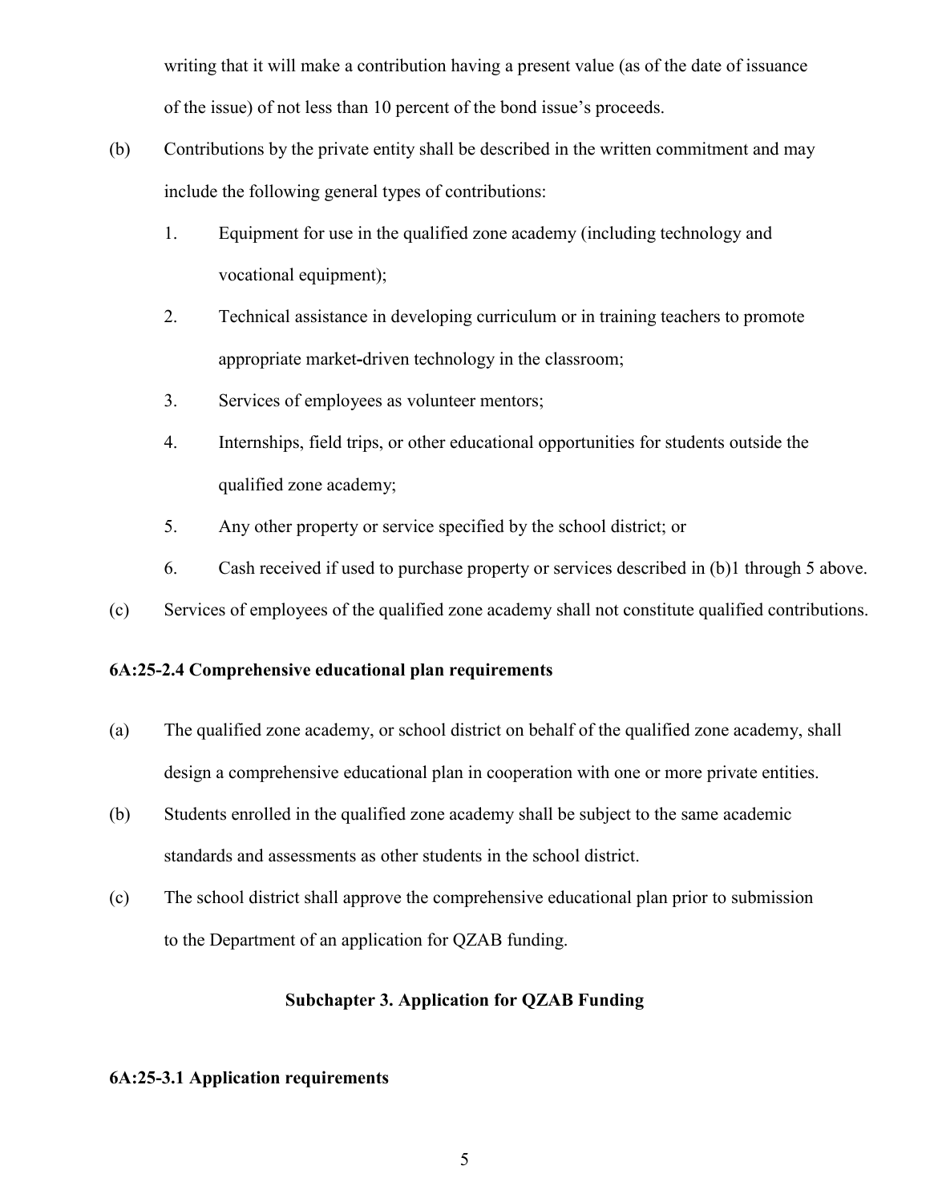writing that it will make a contribution having a present value (as of the date of issuance of the issue) of not less than 10 percent of the bond issue's proceeds.

(b) Contributions by the private entity shall be described in the written commitment and may include the following general types of contributions:

1. Equipment for use in the qualified zone academy (including technology and vocational equipment);
2. Technical assistance in developing curriculum or in training teachers to promote appropriate market-driven technology in the classroom;
3. Services of employees as volunteer mentors;
4. Internships, field trips, or other educational opportunities for students outside the qualified zone academy;
5. Any other property or service specified by the school district; or
6. Cash received if used to purchase property or services described in (b)1 through 5 above.

(c) Services of employees of the qualified zone academy shall not constitute qualified contributions.

**6A:25-2.4 Comprehensive educational plan requirements**

(a) The qualified zone academy, or school district on behalf of the qualified zone academy, shall design a comprehensive educational plan in cooperation with one or more private entities.

(b) Students enrolled in the qualified zone academy shall be subject to the same academic standards and assessments as other students in the school district.

(c) The school district shall approve the comprehensive educational plan prior to submission to the Department of an application for QZAB funding.

## Subchapter 3. Application for QZAB Funding

**6A:25-3.1 Application requirements**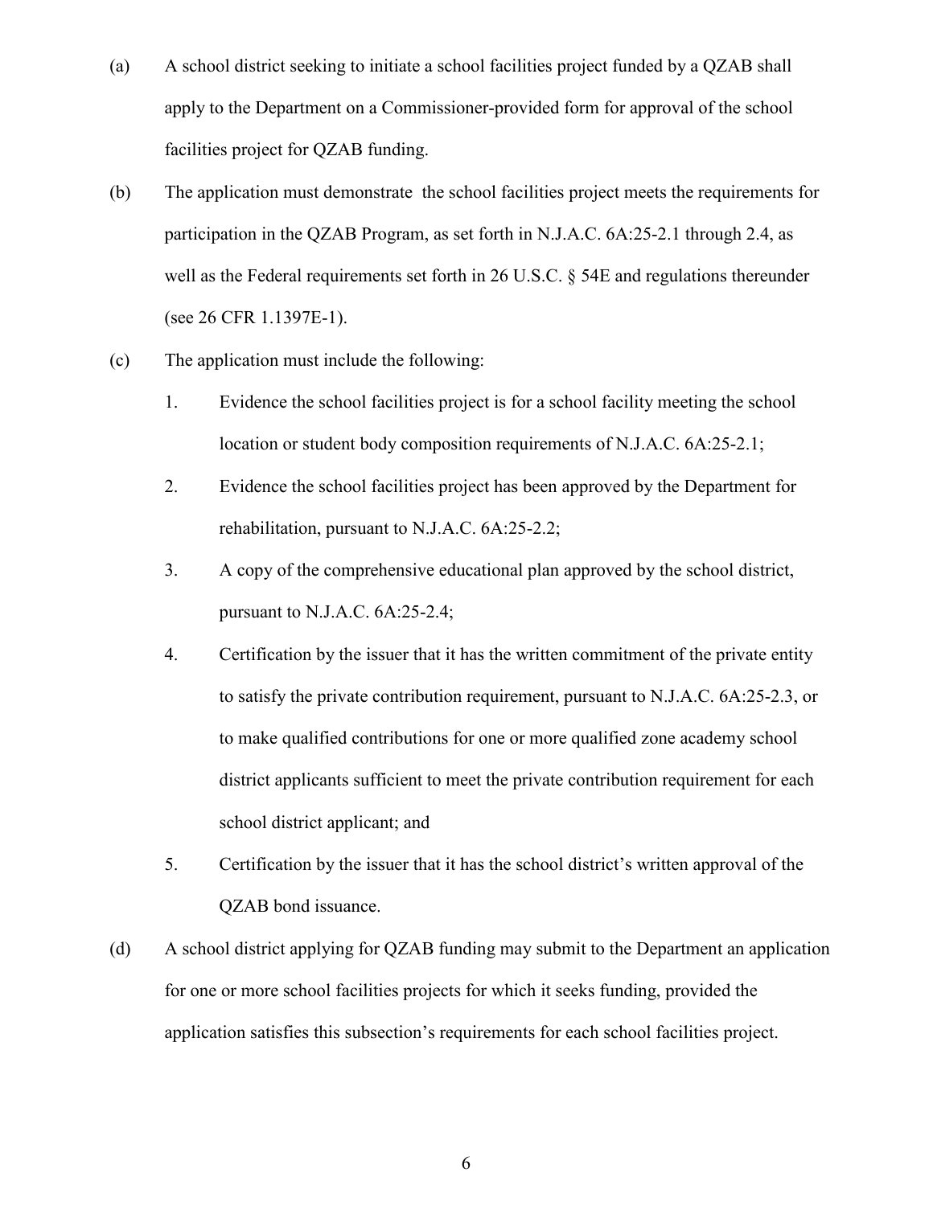(a) A school district seeking to initiate a school facilities project funded by a QZAB shall apply to the Department on a Commissioner-provided form for approval of the school facilities project for QZAB funding.

(b) The application must demonstrate the school facilities project meets the requirements for participation in the QZAB Program, as set forth in N.J.A.C. 6A:25-2.1 through 2.4, as well as the Federal requirements set forth in 26 U.S.C. § 54E and regulations thereunder (see 26 CFR 1.1397E-1).

(c) The application must include the following:

1. Evidence the school facilities project is for a school facility meeting the school location or student body composition requirements of N.J.A.C. 6A:25-2.1;
2. Evidence the school facilities project has been approved by the Department for rehabilitation, pursuant to N.J.A.C. 6A:25-2.2;
3. A copy of the comprehensive educational plan approved by the school district, pursuant to N.J.A.C. 6A:25-2.4;
4. Certification by the issuer that it has the written commitment of the private entity to satisfy the private contribution requirement, pursuant to N.J.A.C. 6A:25-2.3, or to make qualified contributions for one or more qualified zone academy school district applicants sufficient to meet the private contribution requirement for each school district applicant; and
5. Certification by the issuer that it has the school district's written approval of the QZAB bond issuance.

(d) A school district applying for QZAB funding may submit to the Department an application for one or more school facilities projects for which it seeks funding, provided the application satisfies this subsection's requirements for each school facilities project.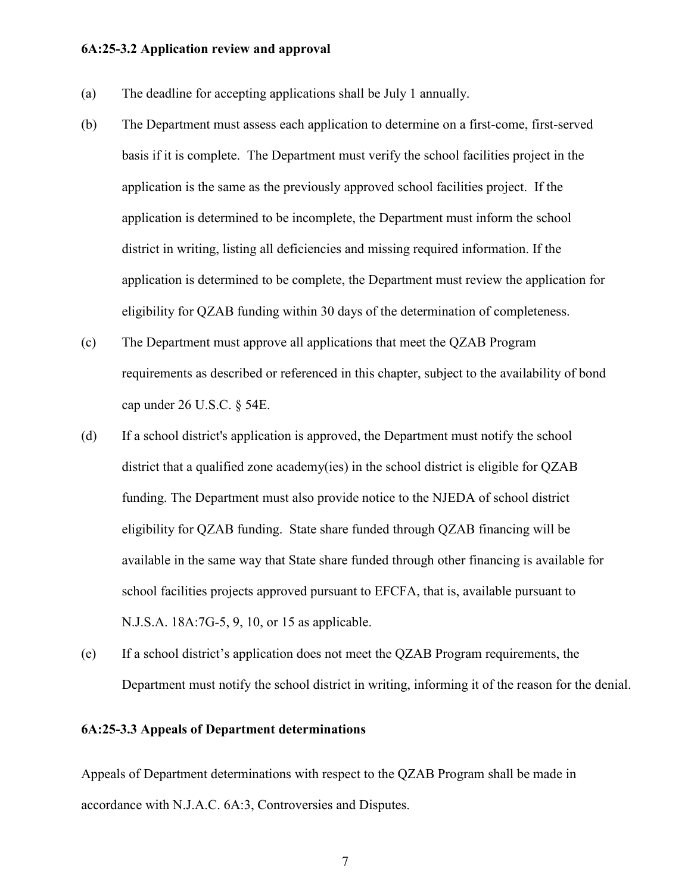**6A:25-3.2 Application review and approval**

(a) The deadline for accepting applications shall be July 1 annually.

(b) The Department must assess each application to determine on a first-come, first-served basis if it is complete. The Department must verify the school facilities project in the application is the same as the previously approved school facilities project. If the application is determined to be incomplete, the Department must inform the school district in writing, listing all deficiencies and missing required information. If the application is determined to be complete, the Department must review the application for eligibility for QZAB funding within 30 days of the determination of completeness.

(c) The Department must approve all applications that meet the QZAB Program requirements as described or referenced in this chapter, subject to the availability of bond cap under 26 U.S.C. § 54E.

(d) If a school district's application is approved, the Department must notify the school district that a qualified zone academy(ies) in the school district is eligible for QZAB funding. The Department must also provide notice to the NJEDA of school district eligibility for QZAB funding. State share funded through QZAB financing will be available in the same way that State share funded through other financing is available for school facilities projects approved pursuant to EFCFA, that is, available pursuant to N.J.S.A. 18A:7G-5, 9, 10, or 15 as applicable.

(e) If a school district's application does not meet the QZAB Program requirements, the Department must notify the school district in writing, informing it of the reason for the denial.

**6A:25-3.3 Appeals of Department determinations**

Appeals of Department determinations with respect to the QZAB Program shall be made in accordance with N.J.A.C. 6A:3, Controversies and Disputes.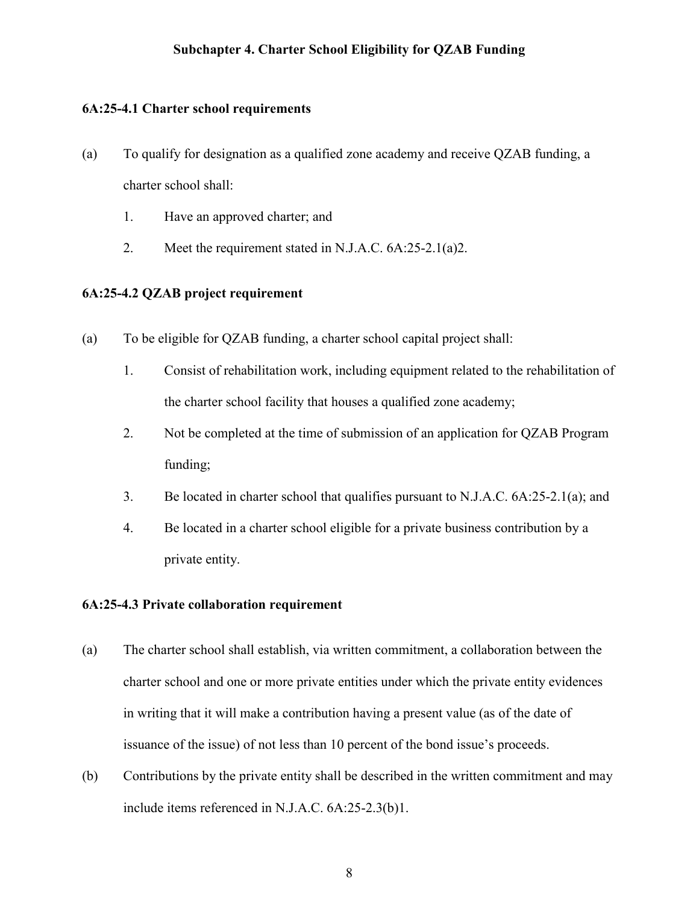## Subchapter 4. Charter School Eligibility for QZAB Funding

### 6A:25-4.1 Charter school requirements

(a) To qualify for designation as a qualified zone academy and receive QZAB funding, a charter school shall:

1. Have an approved charter; and
2. Meet the requirement stated in N.J.A.C. 6A:25-2.1(a)2.

### 6A:25-4.2 QZAB project requirement

(a) To be eligible for QZAB funding, a charter school capital project shall:

1. Consist of rehabilitation work, including equipment related to the rehabilitation of the charter school facility that houses a qualified zone academy;
2. Not be completed at the time of submission of an application for QZAB Program funding;
3. Be located in charter school that qualifies pursuant to N.J.A.C. 6A:25-2.1(a); and
4. Be located in a charter school eligible for a private business contribution by a private entity.

### 6A:25-4.3 Private collaboration requirement

(a) The charter school shall establish, via written commitment, a collaboration between the charter school and one or more private entities under which the private entity evidences in writing that it will make a contribution having a present value (as of the date of issuance of the issue) of not less than 10 percent of the bond issue's proceeds.

(b) Contributions by the private entity shall be described in the written commitment and may include items referenced in N.J.A.C. 6A:25-2.3(b)1.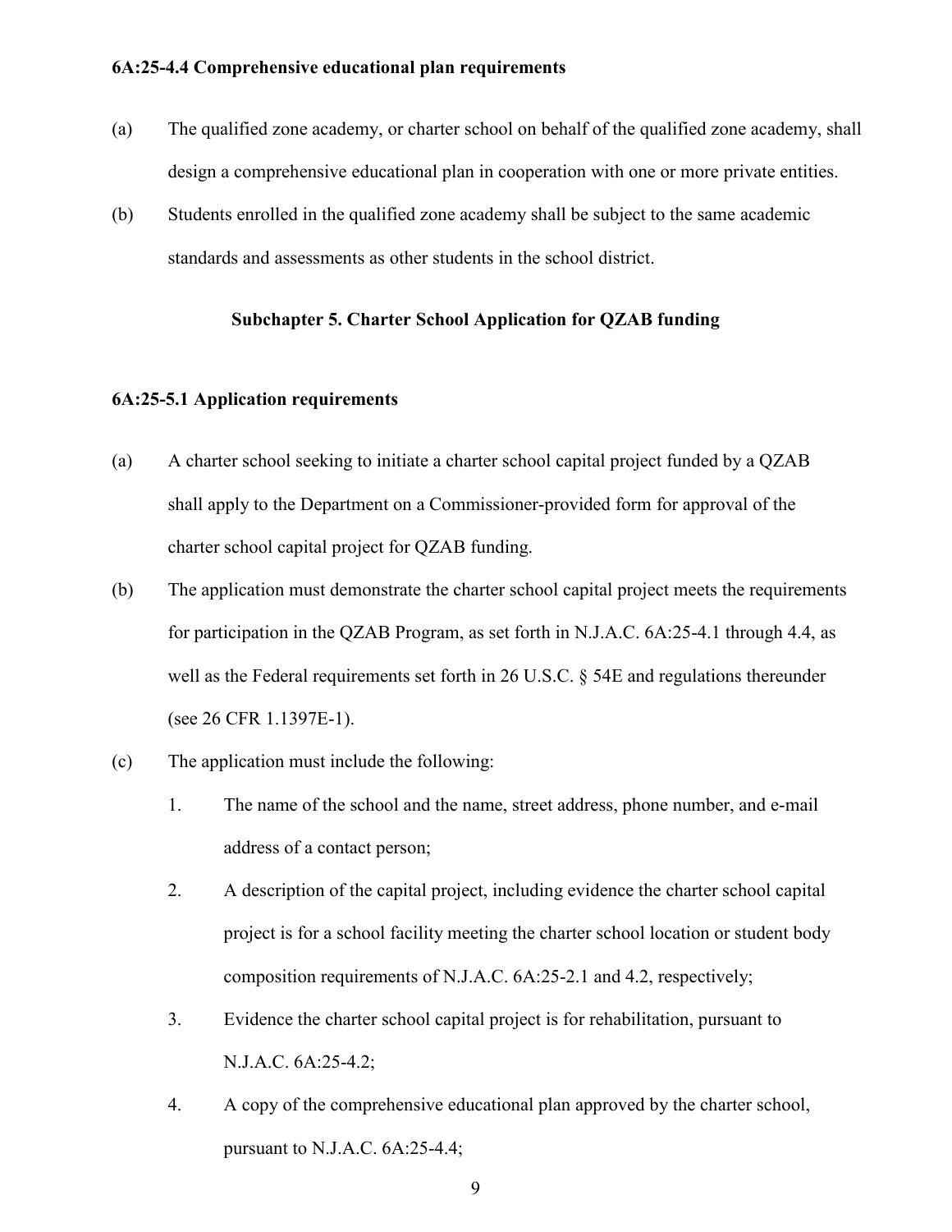**6A:25-4.4 Comprehensive educational plan requirements**

(a) The qualified zone academy, or charter school on behalf of the qualified zone academy, shall design a comprehensive educational plan in cooperation with one or more private entities.

(b) Students enrolled in the qualified zone academy shall be subject to the same academic standards and assessments as other students in the school district.

## Subchapter 5. Charter School Application for QZAB funding

**6A:25-5.1 Application requirements**

(a) A charter school seeking to initiate a charter school capital project funded by a QZAB shall apply to the Department on a Commissioner-provided form for approval of the charter school capital project for QZAB funding.

(b) The application must demonstrate the charter school capital project meets the requirements for participation in the QZAB Program, as set forth in N.J.A.C. 6A:25-4.1 through 4.4, as well as the Federal requirements set forth in 26 U.S.C. § 54E and regulations thereunder (see 26 CFR 1.1397E-1).

(c) The application must include the following:

1. The name of the school and the name, street address, phone number, and e-mail address of a contact person;
2. A description of the capital project, including evidence the charter school capital project is for a school facility meeting the charter school location or student body composition requirements of N.J.A.C. 6A:25-2.1 and 4.2, respectively;
3. Evidence the charter school capital project is for rehabilitation, pursuant to N.J.A.C. 6A:25-4.2;
4. A copy of the comprehensive educational plan approved by the charter school, pursuant to N.J.A.C. 6A:25-4.4;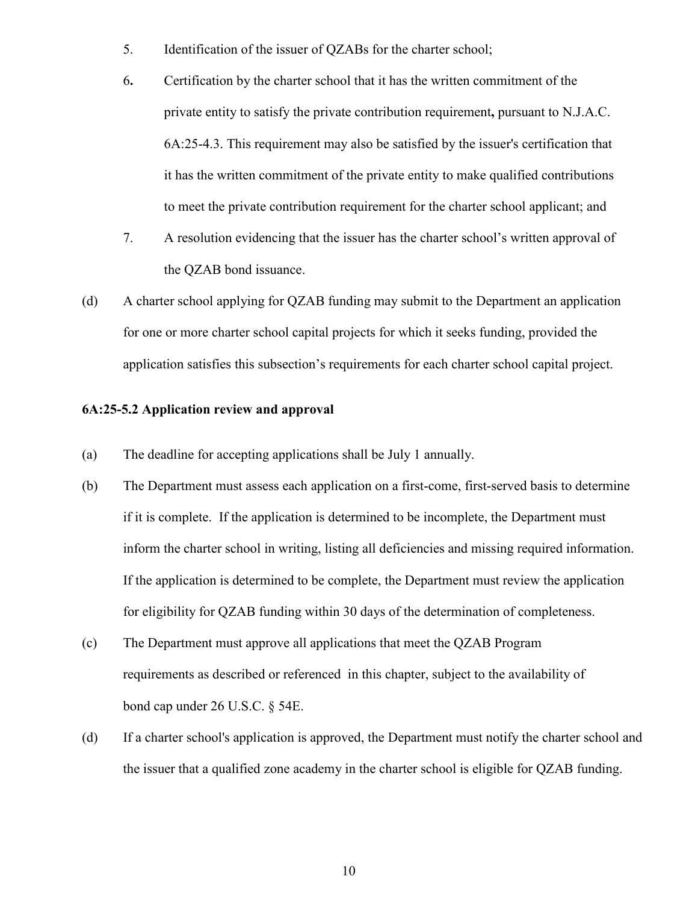5. Identification of the issuer of QZABs for the charter school;

6. Certification by the charter school that it has the written commitment of the private entity to satisfy the private contribution requirement, pursuant to N.J.A.C. 6A:25-4.3. This requirement may also be satisfied by the issuer's certification that it has the written commitment of the private entity to make qualified contributions to meet the private contribution requirement for the charter school applicant; and

7. A resolution evidencing that the issuer has the charter school's written approval of the QZAB bond issuance.

(d) A charter school applying for QZAB funding may submit to the Department an application for one or more charter school capital projects for which it seeks funding, provided the application satisfies this subsection's requirements for each charter school capital project.

**6A:25-5.2 Application review and approval**

(a) The deadline for accepting applications shall be July 1 annually.

(b) The Department must assess each application on a first-come, first-served basis to determine if it is complete. If the application is determined to be incomplete, the Department must inform the charter school in writing, listing all deficiencies and missing required information. If the application is determined to be complete, the Department must review the application for eligibility for QZAB funding within 30 days of the determination of completeness.

(c) The Department must approve all applications that meet the QZAB Program requirements as described or referenced in this chapter, subject to the availability of bond cap under 26 U.S.C. § 54E.

(d) If a charter school's application is approved, the Department must notify the charter school and the issuer that a qualified zone academy in the charter school is eligible for QZAB funding.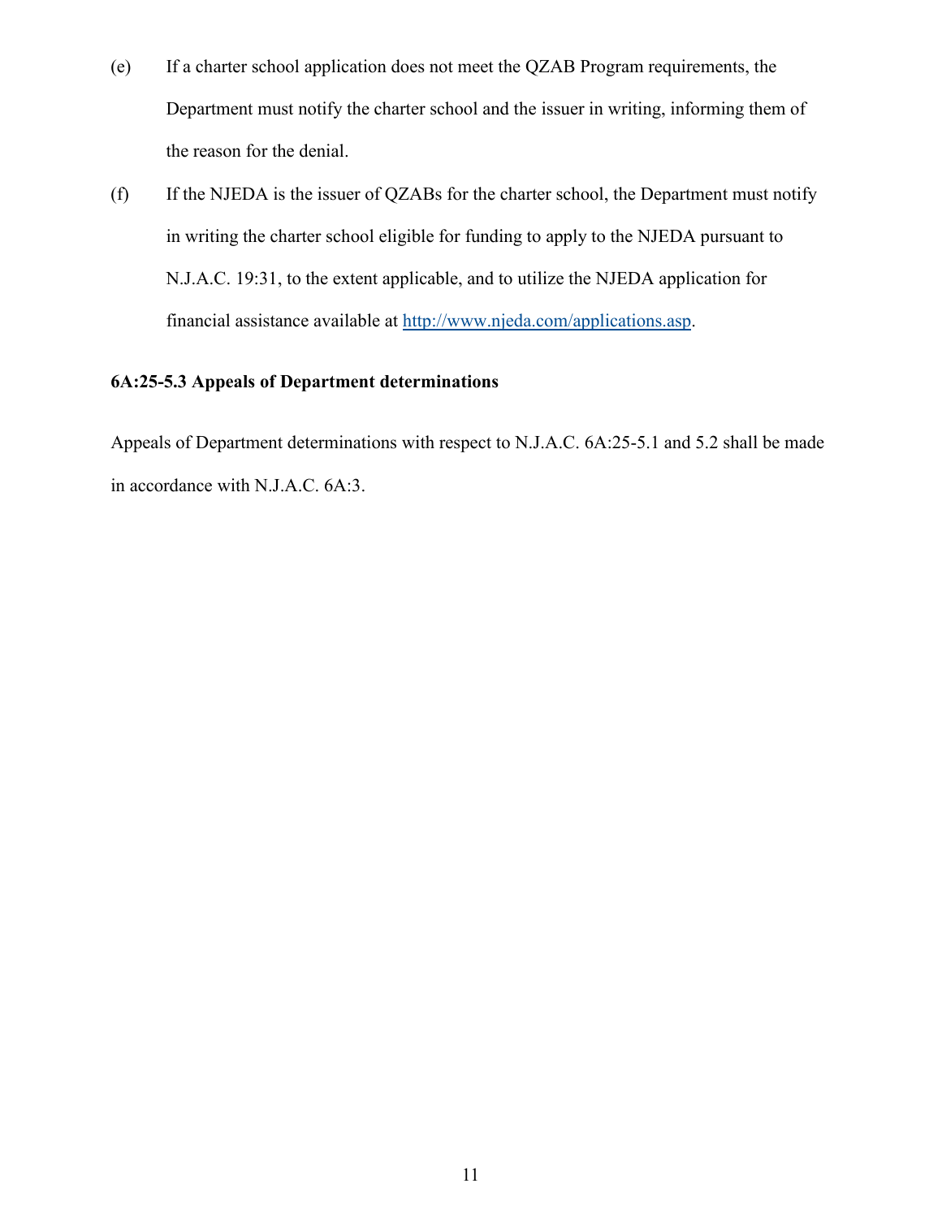(e) If a charter school application does not meet the QZAB Program requirements, the Department must notify the charter school and the issuer in writing, informing them of the reason for the denial.

(f) If the NJEDA is the issuer of QZABs for the charter school, the Department must notify in writing the charter school eligible for funding to apply to the NJEDA pursuant to N.J.A.C. 19:31, to the extent applicable, and to utilize the NJEDA application for financial assistance available at [http://www.njeda.com/applications.asp](http://www.njeda.com/applications.asp).

**6A:25-5.3 Appeals of Department determinations**

Appeals of Department determinations with respect to N.J.A.C. 6A:25-5.1 and 5.2 shall be made in accordance with N.J.A.C. 6A:3.